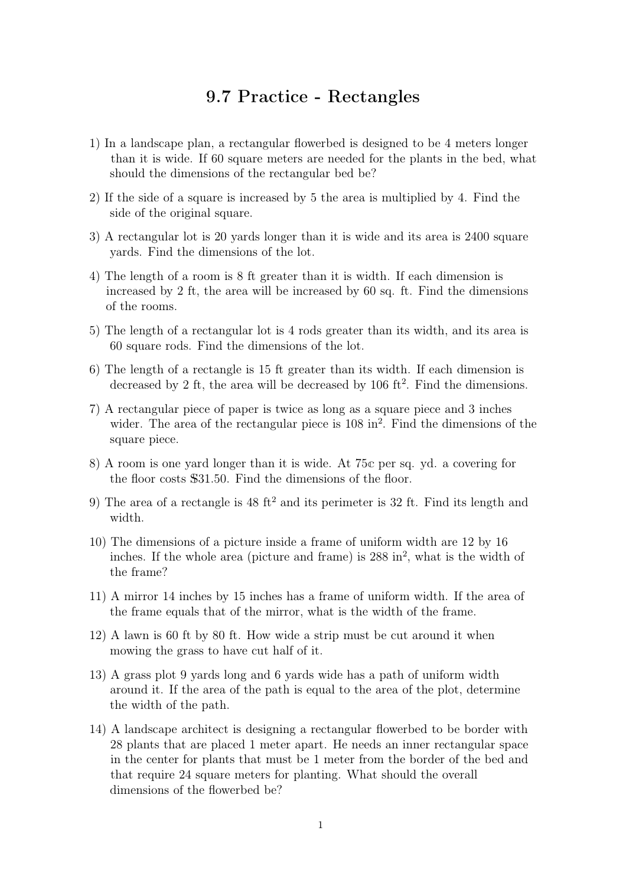# 9.7 Practice - Rectangles

1) In a landscape plan, a rectangular flowerbed is designed to be 4 meters longer than it is wide. If 60 square meters are needed for the plants in the bed, what should the dimensions of the rectangular bed be?

2) If the side of a square is increased by 5 the area is multiplied by 4. Find the side of the original square.

3) A rectangular lot is 20 yards longer than it is wide and its area is 2400 square yards. Find the dimensions of the lot.

4) The length of a room is 8 ft greater than it is width. If each dimension is increased by 2 ft, the area will be increased by 60 sq. ft. Find the dimensions of the rooms.

5) The length of a rectangular lot is 4 rods greater than its width, and its area is 60 square rods. Find the dimensions of the lot.

6) The length of a rectangle is 15 ft greater than its width. If each dimension is decreased by 2 ft, the area will be decreased by 106 $ft^2$. Find the dimensions.

7) A rectangular piece of paper is twice as long as a square piece and 3 inches wider. The area of the rectangular piece is 108 $in^2$. Find the dimensions of the square piece.

8) A room is one yard longer than it is wide. At 75¢ per sq. yd. a covering for the floor costs $31.50. Find the dimensions of the floor.

9) The area of a rectangle is 48 $ft^2$ and its perimeter is 32 ft. Find its length and width.

10) The dimensions of a picture inside a frame of uniform width are 12 by 16 inches. If the whole area (picture and frame) is 288 $in^2$, what is the width of the frame?

11) A mirror 14 inches by 15 inches has a frame of uniform width. If the area of the frame equals that of the mirror, what is the width of the frame.

12) A lawn is 60 ft by 80 ft. How wide a strip must be cut around it when mowing the grass to have cut half of it.

13) A grass plot 9 yards long and 6 yards wide has a path of uniform width around it. If the area of the path is equal to the area of the plot, determine the width of the path.

14) A landscape architect is designing a rectangular flowerbed to be border with 28 plants that are placed 1 meter apart. He needs an inner rectangular space in the center for plants that must be 1 meter from the border of the bed and that require 24 square meters for planting. What should the overall dimensions of the flowerbed be?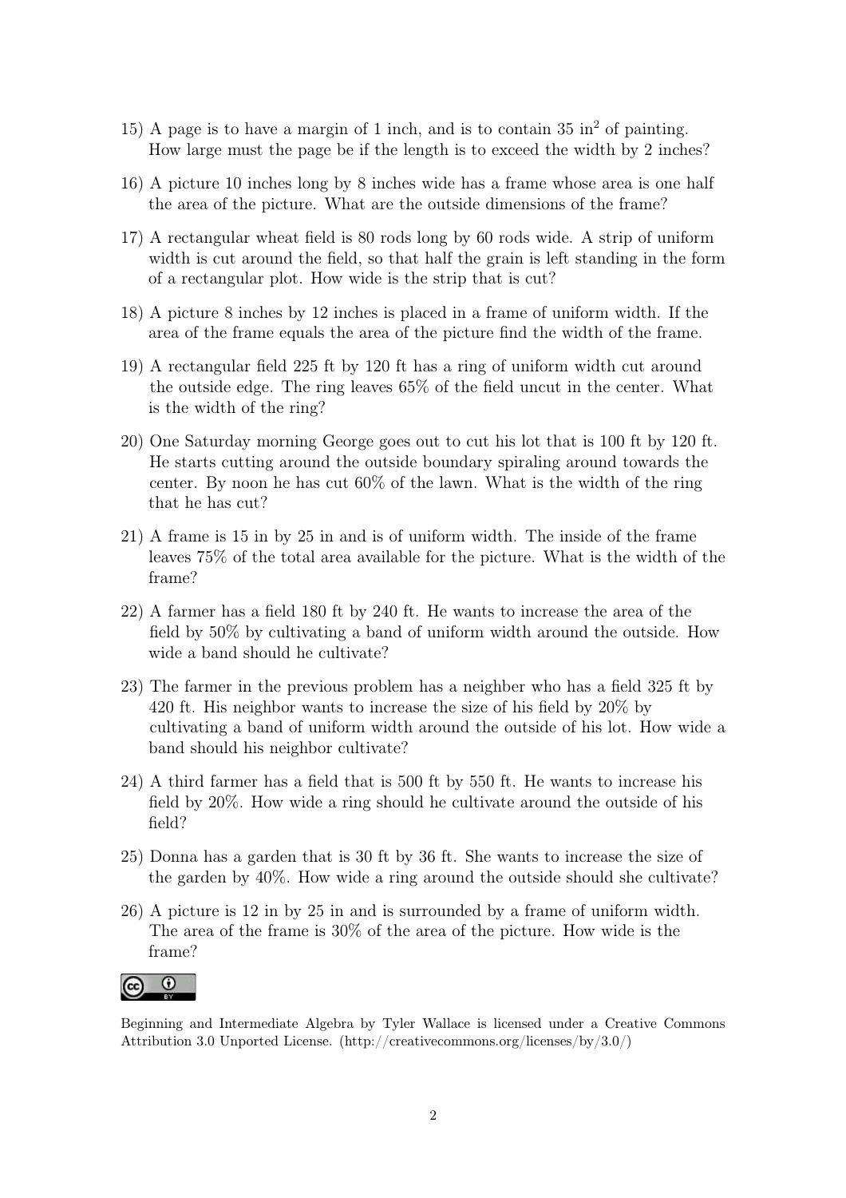15) A page is to have a margin of 1 inch, and is to contain 35 $\text{in}^2$ of painting. How large must the page be if the length is to exceed the width by 2 inches?

16) A picture 10 inches long by 8 inches wide has a frame whose area is one half the area of the picture. What are the outside dimensions of the frame?

17) A rectangular wheat field is 80 rods long by 60 rods wide. A strip of uniform width is cut around the field, so that half the grain is left standing in the form of a rectangular plot. How wide is the strip that is cut?

18) A picture 8 inches by 12 inches is placed in a frame of uniform width. If the area of the frame equals the area of the picture find the width of the frame.

19) A rectangular field 225 ft by 120 ft has a ring of uniform width cut around the outside edge. The ring leaves 65% of the field uncut in the center. What is the width of the ring?

20) One Saturday morning George goes out to cut his lot that is 100 ft by 120 ft. He starts cutting around the outside boundary spiraling around towards the center. By noon he has cut 60% of the lawn. What is the width of the ring that he has cut?

21) A frame is 15 in by 25 in and is of uniform width. The inside of the frame leaves 75% of the total area available for the picture. What is the width of the frame?

22) A farmer has a field 180 ft by 240 ft. He wants to increase the area of the field by 50% by cultivating a band of uniform width around the outside. How wide a band should he cultivate?

23) The farmer in the previous problem has a neighber who has a field 325 ft by 420 ft. His neighbor wants to increase the size of his field by 20% by cultivating a band of uniform width around the outside of his lot. How wide a band should his neighbor cultivate?

24) A third farmer has a field that is 500 ft by 550 ft. He wants to increase his field by 20%. How wide a ring should he cultivate around the outside of his field?

25) Donna has a garden that is 30 ft by 36 ft. She wants to increase the size of the garden by 40%. How wide a ring around the outside should she cultivate?

26) A picture is 12 in by 25 in and is surrounded by a frame of uniform width. The area of the frame is 30% of the area of the picture. How wide is the frame?

Beginning and Intermediate Algebra by Tyler Wallace is licensed under a Creative Commons Attribution 3.0 Unported License. (http://creativecommons.org/licenses/by/3.0/)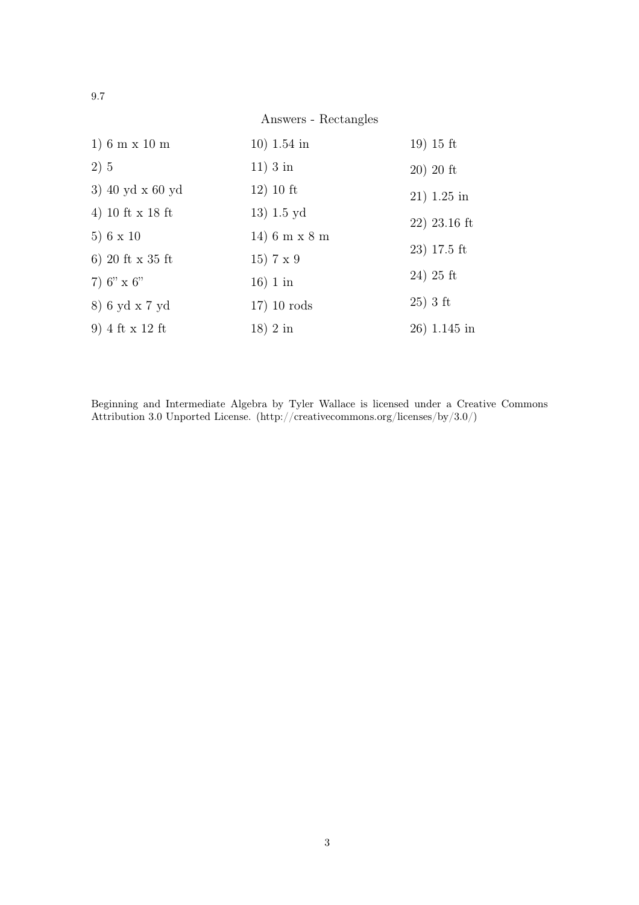9.7

## Answers - Rectangles

1) 6 m x 10 m

2) 5

3) 40 yd x 60 yd

4) 10 ft x 18 ft

5) 6 x 10

6) 20 ft x 35 ft

7) 6" x 6"

8) 6 yd x 7 yd

9) 4 ft x 12 ft

10) 1.54 in

11) 3 in

12) 10 ft

13) 1.5 yd

14) 6 m x 8 m

15) 7 x 9

16) 1 in

17) 10 rods

18) 2 in

19) 15 ft

20) 20 ft

21) 1.25 in

22) 23.16 ft

23) 17.5 ft

24) 25 ft

25) 3 ft

26) 1.145 in

Beginning and Intermediate Algebra by Tyler Wallace is licensed under a Creative Commons Attribution 3.0 Unported License. (http://creativecommons.org/licenses/by/3.0/)